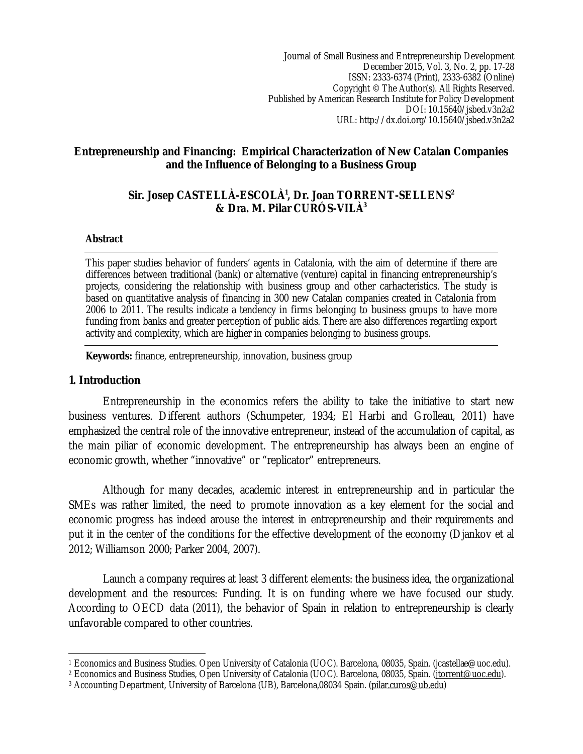# Entrepreneurship and Financing: Empirical Characterization of New Catalan Companies and the Influence of Belonging to a Business Group

**Sir. Josep CASTELLÀ-ESCOLÀ[1], Dr. Joan TORRENT-SELLENS[2] & Dra. M. Pilar CURÓS-VILÀ[3]**

### Abstract

This paper studies behavior of funders' agents in Catalonia, with the aim of determine if there are differences between traditional (bank) or alternative (venture) capital in financing entrepreneurship's projects, considering the relationship with business group and other carhacteristics. The study is based on quantitative analysis of financing in 300 new Catalan companies created in Catalonia from 2006 to 2011. The results indicate a tendency in firms belonging to business groups to have more funding from banks and greater perception of public aids. There are also differences regarding export activity and complexity, which are higher in companies belonging to business groups.

**Keywords:** finance, entrepreneurship, innovation, business group

## 1. Introduction

Entrepreneurship in the economics refers the ability to take the initiative to start new business ventures. Different authors (Schumpeter, 1934; El Harbi and Grolleau, 2011) have emphasized the central role of the innovative entrepreneur, instead of the accumulation of capital, as the main piliar of economic development. The entrepreneurship has always been an engine of economic growth, whether "innovative" or "replicator" entrepreneurs.

Although for many decades, academic interest in entrepreneurship and in particular the SMEs was rather limited, the need to promote innovation as a key element for the social and economic progress has indeed arouse the interest in entrepreneurship and their requirements and put it in the center of the conditions for the effective development of the economy (Djankov et al 2012; Williamson 2000; Parker 2004, 2007).

Launch a company requires at least 3 different elements: the business idea, the organizational development and the resources: Funding. It is on funding where we have focused our study. According to OECD data (2011), the behavior of Spain in relation to entrepreneurship is clearly unfavorable compared to other countries.

---

[1] Economics and Business Studies. Open University of Catalonia (UOC). Barcelona, 08035, Spain. (jcastellae@uoc.edu).

[2] Economics and Business Studies, Open University of Catalonia (UOC). Barcelona, 08035, Spain. (jtorrent@uoc.edu).

[3] Accounting Department, University of Barcelona (UB), Barcelona,08034 Spain. (pilar.curos@ub.edu)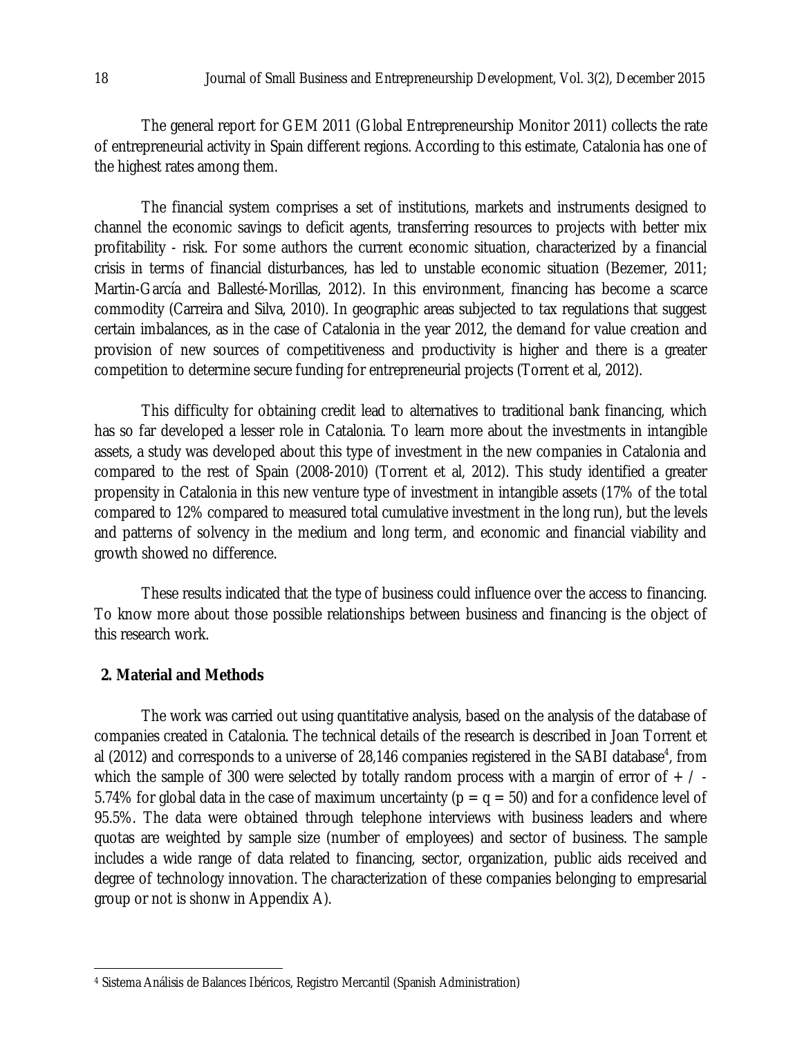The general report for GEM 2011 (Global Entrepreneurship Monitor 2011) collects the rate of entrepreneurial activity in Spain different regions. According to this estimate, Catalonia has one of the highest rates among them.

The financial system comprises a set of institutions, markets and instruments designed to channel the economic savings to deficit agents, transferring resources to projects with better mix profitability - risk. For some authors the current economic situation, characterized by a financial crisis in terms of financial disturbances, has led to unstable economic situation (Bezemer, 2011; Martin-García and Ballesté-Morillas, 2012). In this environment, financing has become a scarce commodity (Carreira and Silva, 2010). In geographic areas subjected to tax regulations that suggest certain imbalances, as in the case of Catalonia in the year 2012, the demand for value creation and provision of new sources of competitiveness and productivity is higher and there is a greater competition to determine secure funding for entrepreneurial projects (Torrent et al, 2012).

This difficulty for obtaining credit lead to alternatives to traditional bank financing, which has so far developed a lesser role in Catalonia. To learn more about the investments in intangible assets, a study was developed about this type of investment in the new companies in Catalonia and compared to the rest of Spain (2008-2010) (Torrent et al, 2012). This study identified a greater propensity in Catalonia in this new venture type of investment in intangible assets (17% of the total compared to 12% compared to measured total cumulative investment in the long run), but the levels and patterns of solvency in the medium and long term, and economic and financial viability and growth showed no difference.

These results indicated that the type of business could influence over the access to financing. To know more about those possible relationships between business and financing is the object of this research work.

## 2. Material and Methods

The work was carried out using quantitative analysis, based on the analysis of the database of companies created in Catalonia. The technical details of the research is described in Joan Torrent et al (2012) and corresponds to a universe of 28,146 companies registered in the SABI database[4], from which the sample of 300 were selected by totally random process with a margin of error of + / - 5.74% for global data in the case of maximum uncertainty ($p = q = 50$) and for a confidence level of 95.5%. The data were obtained through telephone interviews with business leaders and where quotas are weighted by sample size (number of employees) and sector of business. The sample includes a wide range of data related to financing, sector, organization, public aids received and degree of technology innovation. The characterization of these companies belonging to empresarial group or not is shonw in Appendix A).

[4] Sistema Análisis de Balances Ibéricos, Registro Mercantil (Spanish Administration)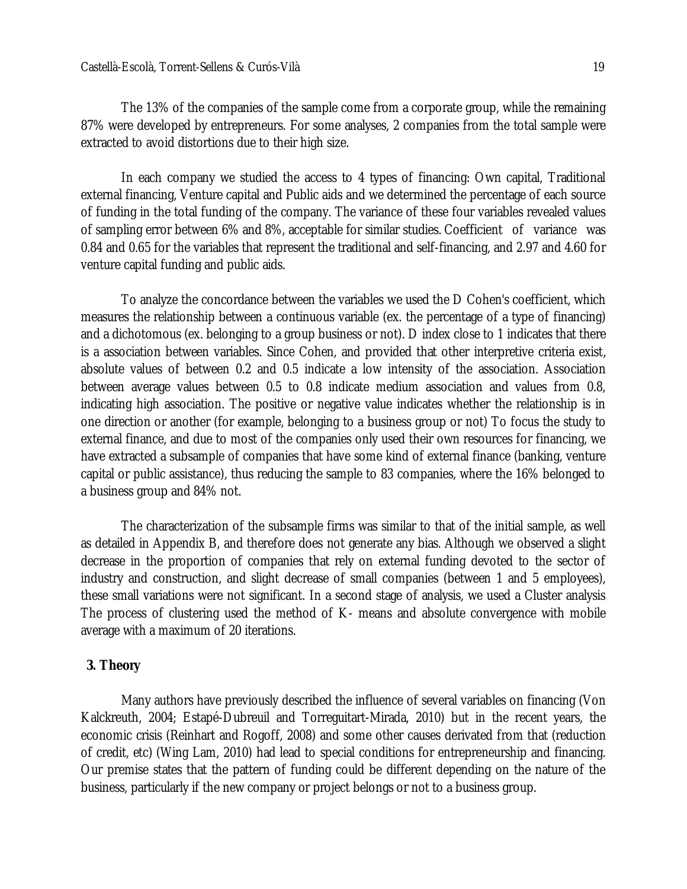The 13% of the companies of the sample come from a corporate group, while the remaining 87% were developed by entrepreneurs. For some analyses, 2 companies from the total sample were extracted to avoid distortions due to their high size.

In each company we studied the access to 4 types of financing: Own capital, Traditional external financing, Venture capital and Public aids and we determined the percentage of each source of funding in the total funding of the company. The variance of these four variables revealed values of sampling error between 6% and 8%, acceptable for similar studies. Coefficient of variance was 0.84 and 0.65 for the variables that represent the traditional and self-financing, and 2.97 and 4.60 for venture capital funding and public aids.

To analyze the concordance between the variables we used the D Cohen's coefficient, which measures the relationship between a continuous variable (ex. the percentage of a type of financing) and a dichotomous (ex. belonging to a group business or not). D index close to 1 indicates that there is a association between variables. Since Cohen, and provided that other interpretive criteria exist, absolute values of between 0.2 and 0.5 indicate a low intensity of the association. Association between average values between 0.5 to 0.8 indicate medium association and values from 0.8, indicating high association. The positive or negative value indicates whether the relationship is in one direction or another (for example, belonging to a business group or not) To focus the study to external finance, and due to most of the companies only used their own resources for financing, we have extracted a subsample of companies that have some kind of external finance (banking, venture capital or public assistance), thus reducing the sample to 83 companies, where the 16% belonged to a business group and 84% not.

The characterization of the subsample firms was similar to that of the initial sample, as well as detailed in Appendix B, and therefore does not generate any bias. Although we observed a slight decrease in the proportion of companies that rely on external funding devoted to the sector of industry and construction, and slight decrease of small companies (between 1 and 5 employees), these small variations were not significant. In a second stage of analysis, we used a Cluster analysis The process of clustering used the method of K- means and absolute convergence with mobile average with a maximum of 20 iterations.

## 3. Theory

Many authors have previously described the influence of several variables on financing (Von Kalckreuth, 2004; Estapé-Dubreuil and Torreguitart-Mirada, 2010) but in the recent years, the economic crisis (Reinhart and Rogoff, 2008) and some other causes derivated from that (reduction of credit, etc) (Wing Lam, 2010) had lead to special conditions for entrepreneurship and financing. Our premise states that the pattern of funding could be different depending on the nature of the business, particularly if the new company or project belongs or not to a business group.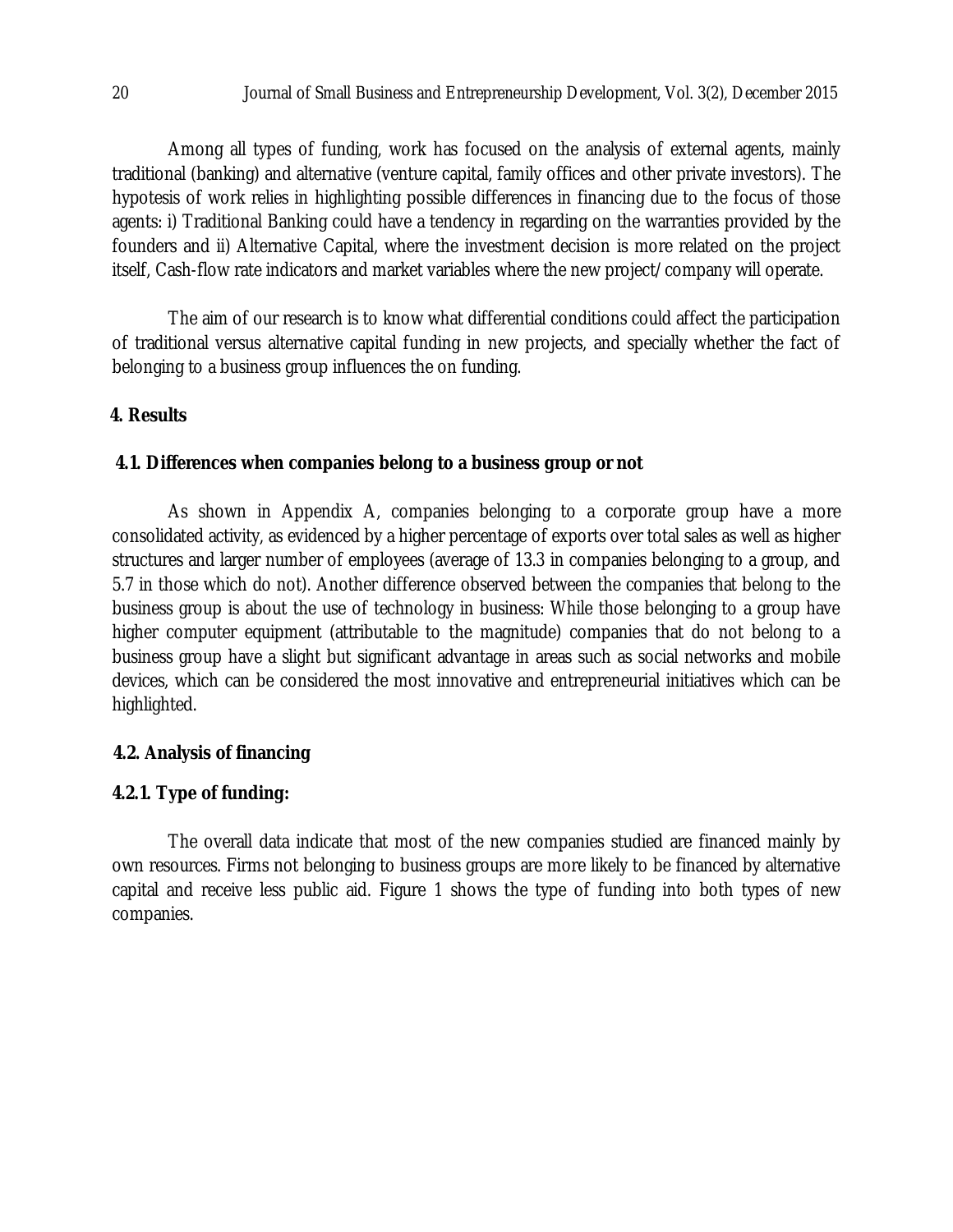Among all types of funding, work has focused on the analysis of external agents, mainly traditional (banking) and alternative (venture capital, family offices and other private investors). The hypotesis of work relies in highlighting possible differences in financing due to the focus of those agents: i) Traditional Banking could have a tendency in regarding on the warranties provided by the founders and ii) Alternative Capital, where the investment decision is more related on the project itself, Cash-flow rate indicators and market variables where the new project/company will operate.

The aim of our research is to know what differential conditions could affect the participation of traditional versus alternative capital funding in new projects, and specially whether the fact of belonging to a business group influences the on funding.

## 4. Results

### 4.1. Differences when companies belong to a business group or not

As shown in Appendix A, companies belonging to a corporate group have a more consolidated activity, as evidenced by a higher percentage of exports over total sales as well as higher structures and larger number of employees (average of 13.3 in companies belonging to a group, and 5.7 in those which do not). Another difference observed between the companies that belong to the business group is about the use of technology in business: While those belonging to a group have higher computer equipment (attributable to the magnitude) companies that do not belong to a business group have a slight but significant advantage in areas such as social networks and mobile devices, which can be considered the most innovative and entrepreneurial initiatives which can be highlighted.

### 4.2. Analysis of financing

#### 4.2.1. Type of funding:

The overall data indicate that most of the new companies studied are financed mainly by own resources. Firms not belonging to business groups are more likely to be financed by alternative capital and receive less public aid. Figure 1 shows the type of funding into both types of new companies.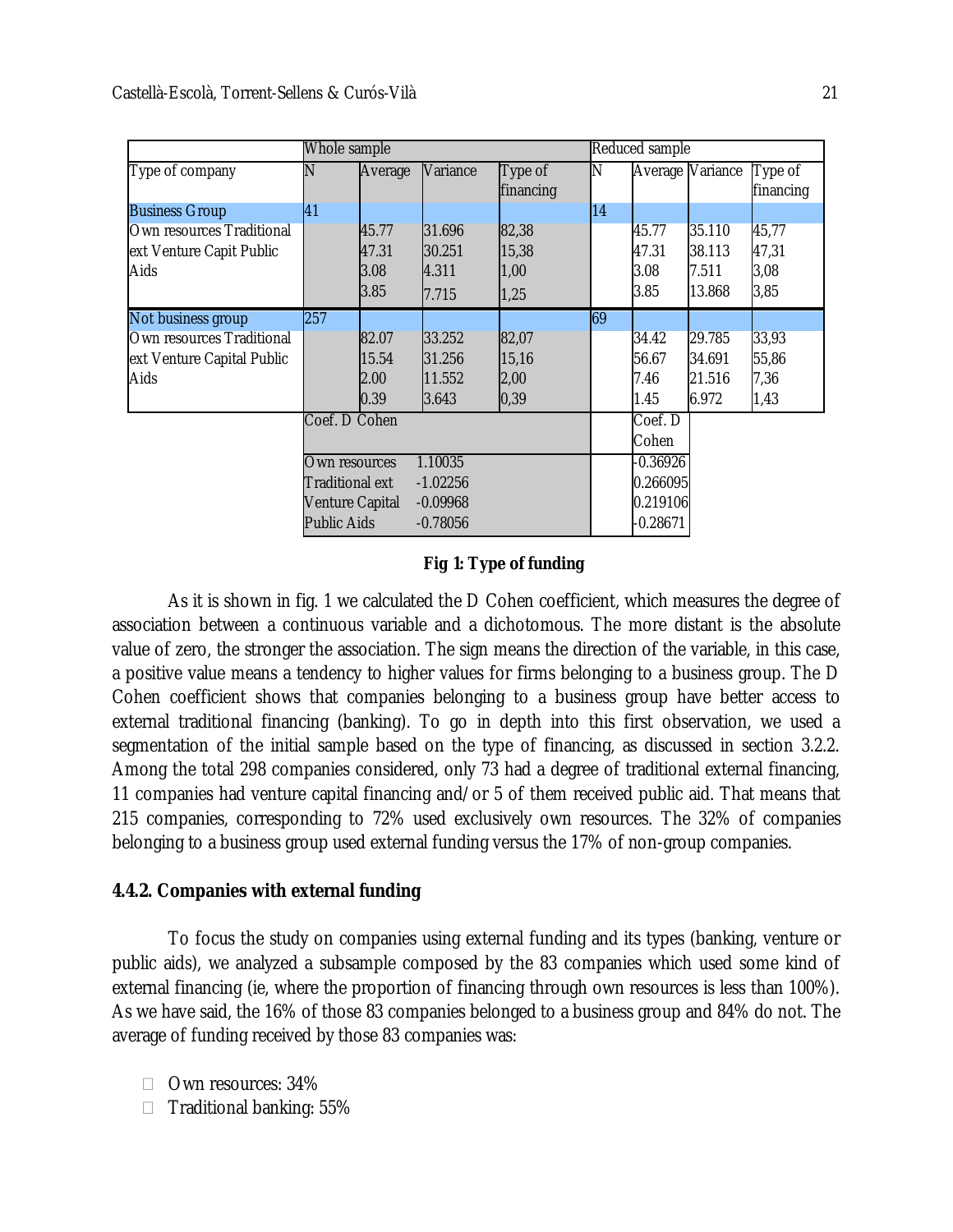| | Whole sample | | | | Reduced sample | | | |
|---|---|---|---|---|---|---|---|---|
| Type of company | N | Average | Variance | Type of financing | N | Average | Variance | Type of financing |
| Business Group | 41 | | | | 14 | | | |
| Own resources Traditional ext Venture Capit Public Aids | | 45.77<br>47.31<br>3.08<br>3.85 | 31.696<br>30.251<br>4.311<br>7.715 | 82,38<br>15,38<br>1,00<br>1,25 | | 45.77<br>47.31<br>3.08<br>3.85 | 35.110<br>38.113<br>7.511<br>13.868 | 45,77<br>47,31<br>3,08<br>3,85 |
| Not business group | 257 | | | | 69 | | | |
| Own resources Traditional ext Venture Capital Public Aids | | 82.07<br>15.54<br>2.00<br>0.39 | 33.252<br>31.256<br>11.552<br>3.643 | 82,07<br>15,16<br>2,00<br>0,39 | | 34.42<br>56.67<br>7.46<br>1.45 | 29.785<br>34.691<br>21.516<br>6.972 | 33,93<br>55,86<br>7,36<br>1,43 |
| | Coef. D Cohen | | | | | Coef. D Cohen | | |
| | Own resources | 1.10035 | | | | -0.36926 | | |
| | Traditional ext | -1.02256 | | | | 0.266095 | | |
| | Venture Capital | -0.09968 | | | | 0.219106 | | |
| | Public Aids | -0.78056 | | | | -0.28671 | | |

**Fig 1: Type of funding**

As it is shown in fig. 1 we calculated the D Cohen coefficient, which measures the degree of association between a continuous variable and a dichotomous. The more distant is the absolute value of zero, the stronger the association. The sign means the direction of the variable, in this case, a positive value means a tendency to higher values for firms belonging to a business group. The D Cohen coefficient shows that companies belonging to a business group have better access to external traditional financing (banking). To go in depth into this first observation, we used a segmentation of the initial sample based on the type of financing, as discussed in section 3.2.2. Among the total 298 companies considered, only 73 had a degree of traditional external financing, 11 companies had venture capital financing and/or 5 of them received public aid. That means that 215 companies, corresponding to 72% used exclusively own resources. The 32% of companies belonging to a business group used external funding versus the 17% of non-group companies.

### 4.4.2. Companies with external funding

To focus the study on companies using external funding and its types (banking, venture or public aids), we analyzed a subsample composed by the 83 companies which used some kind of external financing (ie, where the proportion of financing through own resources is less than 100%). As we have said, the 16% of those 83 companies belonged to a business group and 84% do not. The average of funding received by those 83 companies was:

- Own resources: 34%
- Traditional banking: 55%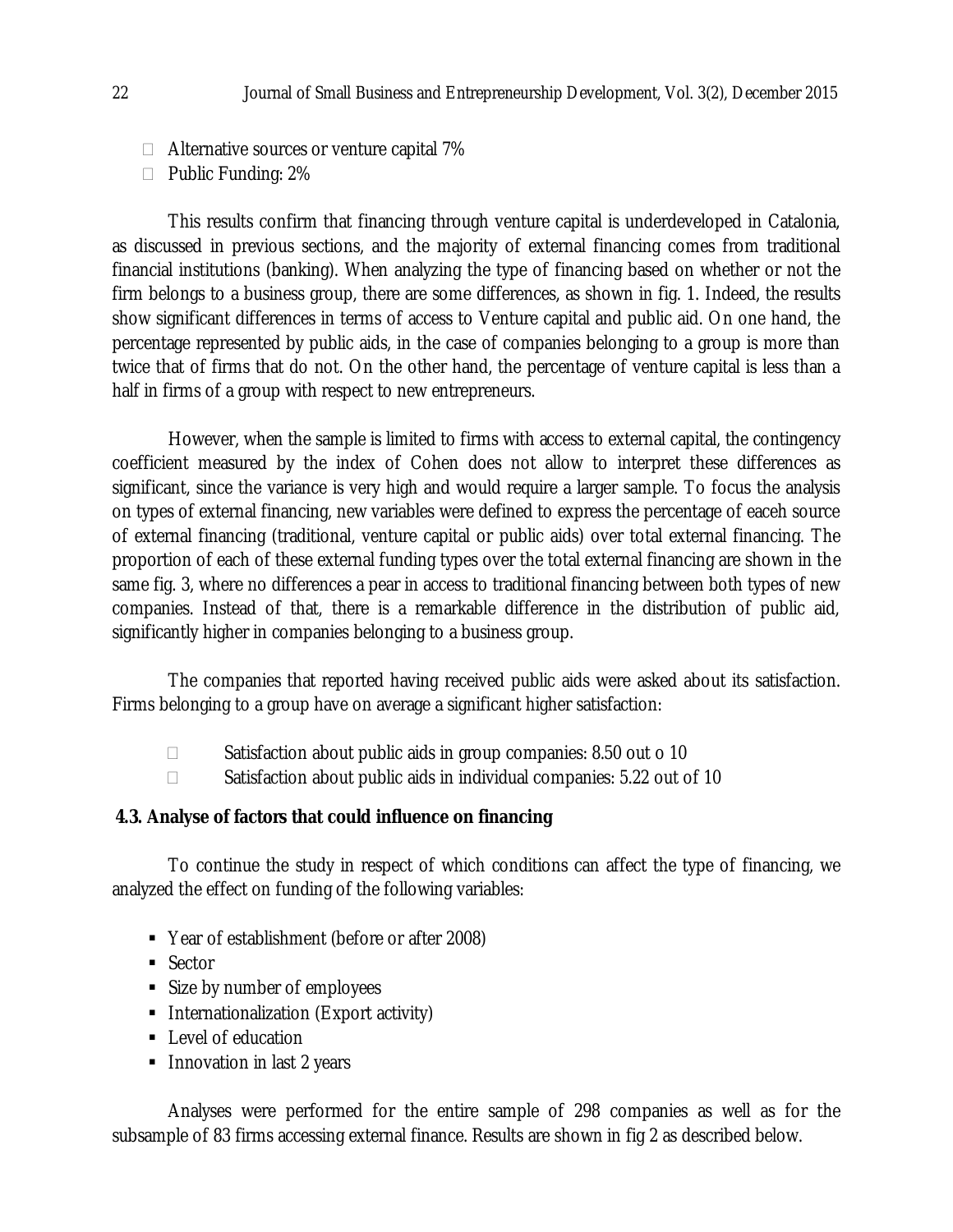- Alternative sources or venture capital 7%
- Public Funding: 2%

This results confirm that financing through venture capital is underdeveloped in Catalonia, as discussed in previous sections, and the majority of external financing comes from traditional financial institutions (banking). When analyzing the type of financing based on whether or not the firm belongs to a business group, there are some differences, as shown in fig. 1. Indeed, the results show significant differences in terms of access to Venture capital and public aid. On one hand, the percentage represented by public aids, in the case of companies belonging to a group is more than twice that of firms that do not. On the other hand, the percentage of venture capital is less than a half in firms of a group with respect to new entrepreneurs.

However, when the sample is limited to firms with access to external capital, the contingency coefficient measured by the index of Cohen does not allow to interpret these differences as significant, since the variance is very high and would require a larger sample. To focus the analysis on types of external financing, new variables were defined to express the percentage of eaceh source of external financing (traditional, venture capital or public aids) over total external financing. The proportion of each of these external funding types over the total external financing are shown in the same fig. 3, where no differences a pear in access to traditional financing between both types of new companies. Instead of that, there is a remarkable difference in the distribution of public aid, significantly higher in companies belonging to a business group.

The companies that reported having received public aids were asked about its satisfaction. Firms belonging to a group have on average a significant higher satisfaction:

- Satisfaction about public aids in group companies: 8.50 out o 10
- Satisfaction about public aids in individual companies: 5.22 out of 10

### 4.3. Analyse of factors that could influence on financing

To continue the study in respect of which conditions can affect the type of financing, we analyzed the effect on funding of the following variables:

- Year of establishment (before or after 2008)
- Sector
- Size by number of employees
- Internationalization (Export activity)
- Level of education
- Innovation in last 2 years

Analyses were performed for the entire sample of 298 companies as well as for the subsample of 83 firms accessing external finance. Results are shown in fig 2 as described below.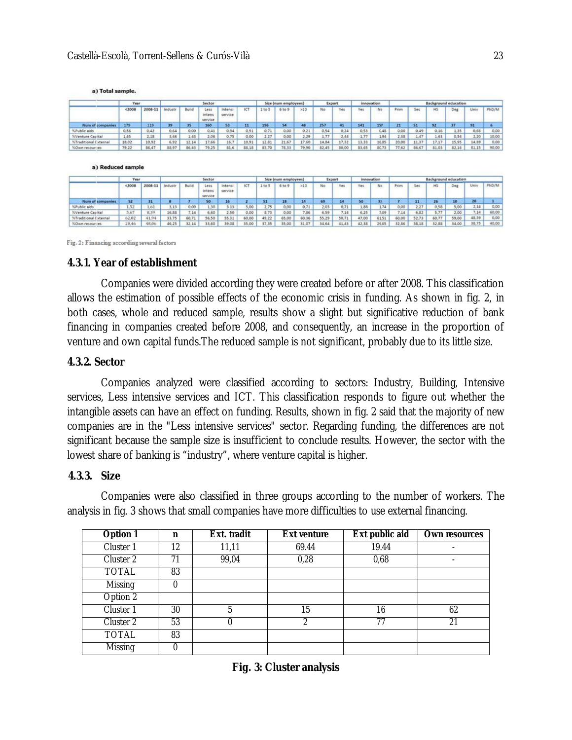a) Total sample.

| | Year | | Sector | | | | | Size (num employees) | | | Export | | innovation | | Background education | | | | | |
|---|---|---|---|---|---|---|---|---|---|---|---|---|---|---|---|---|---|---|---|---|
| | <2008 | 2008-11 | Industr | Build | Less intens service | Intensi service | ICT | 1 to 5 | 6 to 9 | >10 | No | Yes | Yes | No | Prim | Sec | HS | Deg | Univ | PhD/M |
| Num of companies | 179 | 119 | 39 | 35 | 160 | 53 | 11 | 196 | 54 | 48 | 257 | 41 | 141 | 157 | 21 | 51 | 92 | 37 | 91 | 6 |
| %Public aids | 0,56 | 0,42 | 0,64 | 0,00 | 0,41 | 0,94 | 0,91 | 0,71 | 0,00 | 0,21 | 0,54 | 0,24 | 0,53 | 0,48 | 0,00 | 0,49 | 0,16 | 1,35 | 0,66 | 0,00 |
| %Venture Capital | 1,65 | 2,18 | 3,46 | 1,43 | 2,06 | 0,75 | 0,00 | 2,27 | 0,00 | 2,29 | 1,77 | 2,44 | 1,77 | 1,94 | 2,38 | 1,47 | 1,63 | 0,54 | 2,20 | 10,00 |
| %Traditional External | 18,02 | 10,92 | 6,92 | 12,14 | 17,66 | 16,7 | 10,91 | 12,81 | 21,67 | 17,60 | 14,84 | 17,32 | 13,33 | 16,85 | 20,00 | 11,37 | 17,17 | 15,95 | 14,89 | 0,00 |
| %Own resources | 79,22 | 86,47 | 88,97 | 86,43 | 79,25 | 81,6 | 88,18 | 83,70 | 78,33 | 79,90 | 82,45 | 80,00 | 83,65 | 80,73 | 77,62 | 86,67 | 81,03 | 82,16 | 81,15 | 90,00 |

a) Reduced sample

| | Year | | Sector | | | | | Size (num employees) | | | Export | | innovation | | Background education | | | | | |
|---|---|---|---|---|---|---|---|---|---|---|---|---|---|---|---|---|---|---|---|---|
| | <2008 | 2008-11 | Industr | Build | Less intens service | Intensi service | ICT | 1 to 5 | 6 to 9 | >10 | No | Yes | Yes | No | Prim | Sec | HS | Deg | Univ | PhD/M |
| Num of companies | 52 | 31 | 8 | 7 | 50 | 16 | 2 | 51 | 18 | 14 | 69 | 14 | 50 | 31 | 7 | 11 | 26 | 10 | 28 | 1 |
| %Public aids | 1,52 | 1,61 | 3,13 | 0,00 | 1,30 | 3,13 | 5,00 | 2,75 | 0,00 | 0,71 | 2,03 | 0,71 | 1,88 | 1,74 | 0,00 | 2,27 | 0,58 | 5,00 | 2,14 | 0,00 |
| %Venture Capital | 5,67 | 8,39 | 16,88 | 7,14 | 6,60 | 2,50 | 0,00 | 8,73 | 0,00 | 7,86 | 6,59 | 7,14 | 6,25 | 3,09 | 7,14 | 6,82 | 5,77 | 2,00 | 7,14 | 60,00 |
| %Traditional External | 62,02 | 41,94 | 33,75 | 60,71 | 56,50 | 55,31 | 60,00 | 49,22 | 65,00 | 60,36 | 55,29 | 50,71 | 47,00 | 61,51 | 60,00 | 52,73 | 60,77 | 59,00 | 48,39 | 0,00 |
| %Own resources | 28,46 | 48,06 | 46,25 | 32,14 | 33,60 | 39,08 | 35,00 | 37,35 | 35,00 | 31,07 | 34,64 | 41,43 | 42,38 | 25,65 | 32,86 | 38,18 | 32,88 | 34,00 | 38,75 | 40,00 |

Fig. 2: Financing according several factors

### 4.3.1. Year of establishment

Companies were divided according they were created before or after 2008. This classification allows the estimation of possible effects of the economic crisis in funding. As shown in fig. 2, in both cases, whole and reduced sample, results show a slight but significative reduction of bank financing in companies created before 2008, and consequently, an increase in the proportion of venture and own capital funds.The reduced sample is not significant, probably due to its little size.

### 4.3.2. Sector

Companies analyzed were classified according to sectors: Industry, Building, Intensive services, Less intensive services and ICT. This classification responds to figure out whether the intangible assets can have an effect on funding. Results, shown in fig. 2 said that the majority of new companies are in the "Less intensive services" sector. Regarding funding, the differences are not significant because the sample size is insufficient to conclude results. However, the sector with the lowest share of banking is “industry”, where venture capital is higher.

### 4.3.3. Size

Companies were also classified in three groups according to the number of workers. The analysis in fig. 3 shows that small companies have more difficulties to use external financing.

| Option 1 | n | Ext. tradit | Ext venture | Ext public aid | Own resources |
|---|---|---|---|---|---|
| Cluster 1 | 12 | 11,11 | 69.44 | 19.44 | - |
| Cluster 2 | 71 | 99,04 | 0,28 | 0,68 | - |
| TOTAL | 83 | | | | |
| Missing | 0 | | | | |
| Option 2 | | | | | |
| Cluster 1 | 30 | 5 | 15 | 16 | 62 |
| Cluster 2 | 53 | 0 | 2 | 77 | 21 |
| TOTAL | 83 | | | | |
| Missing | 0 | | | | |

**Fig. 3: Cluster analysis**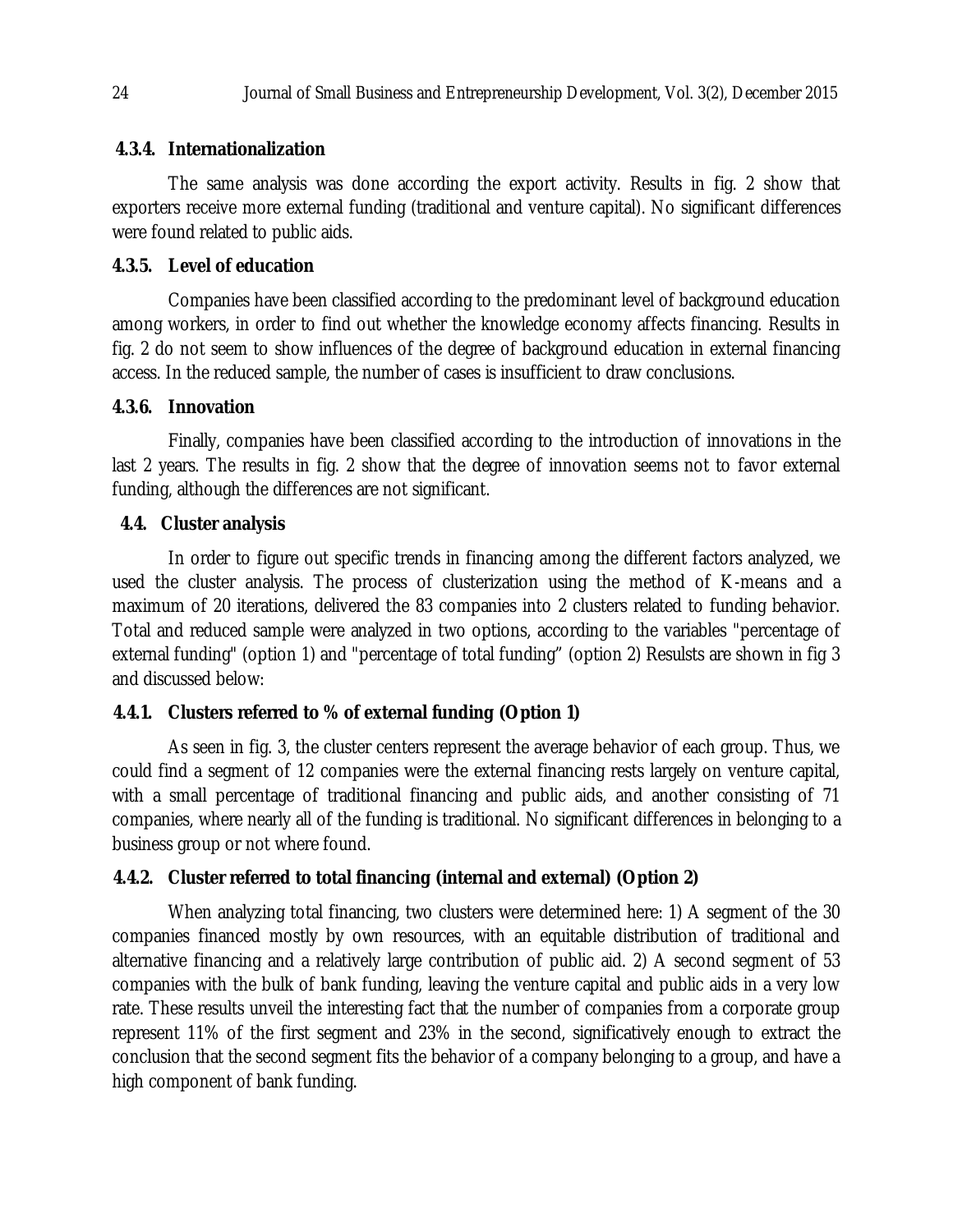#### 4.3.4. Internationalization

The same analysis was done according the export activity. Results in fig. 2 show that exporters receive more external funding (traditional and venture capital). No significant differences were found related to public aids.

#### 4.3.5. Level of education

Companies have been classified according to the predominant level of background education among workers, in order to find out whether the knowledge economy affects financing. Results in fig. 2 do not seem to show influences of the degree of background education in external financing access. In the reduced sample, the number of cases is insufficient to draw conclusions.

#### 4.3.6. Innovation

Finally, companies have been classified according to the introduction of innovations in the last 2 years. The results in fig. 2 show that the degree of innovation seems not to favor external funding, although the differences are not significant.

### 4.4. Cluster analysis

In order to figure out specific trends in financing among the different factors analyzed, we used the cluster analysis. The process of clusterization using the method of K-means and a maximum of 20 iterations, delivered the 83 companies into 2 clusters related to funding behavior. Total and reduced sample were analyzed in two options, according to the variables "percentage of external funding" (option 1) and "percentage of total funding" (option 2) Resulsts are shown in fig 3 and discussed below:

#### 4.4.1. Clusters referred to % of external funding (Option 1)

As seen in fig. 3, the cluster centers represent the average behavior of each group. Thus, we could find a segment of 12 companies were the external financing rests largely on venture capital, with a small percentage of traditional financing and public aids, and another consisting of 71 companies, where nearly all of the funding is traditional. No significant differences in belonging to a business group or not where found.

#### 4.4.2. Cluster referred to total financing (internal and external) (Option 2)

When analyzing total financing, two clusters were determined here: 1) A segment of the 30 companies financed mostly by own resources, with an equitable distribution of traditional and alternative financing and a relatively large contribution of public aid. 2) A second segment of 53 companies with the bulk of bank funding, leaving the venture capital and public aids in a very low rate. These results unveil the interesting fact that the number of companies from a corporate group represent 11% of the first segment and 23% in the second, significatively enough to extract the conclusion that the second segment fits the behavior of a company belonging to a group, and have a high component of bank funding.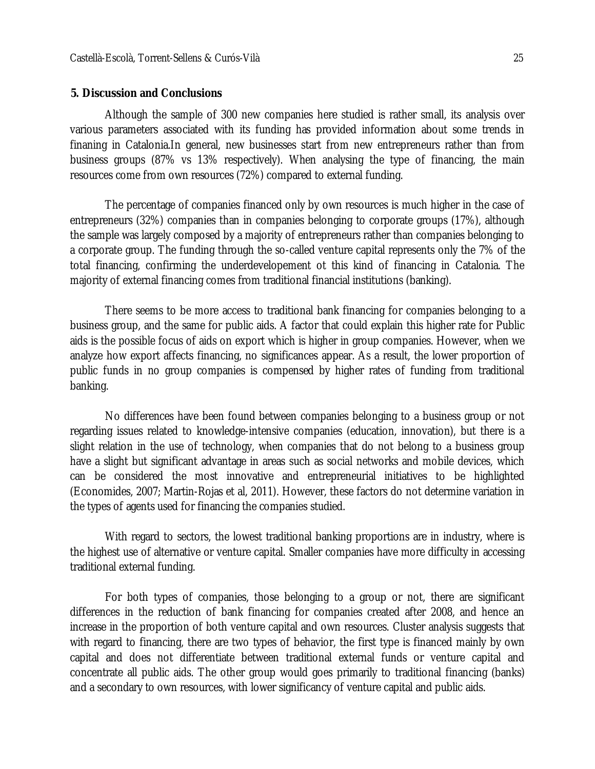## 5. Discussion and Conclusions

Although the sample of 300 new companies here studied is rather small, its analysis over various parameters associated with its funding has provided information about some trends in finaning in Catalonia.In general, new businesses start from new entrepreneurs rather than from business groups (87% vs 13% respectively). When analysing the type of financing, the main resources come from own resources (72%) compared to external funding.

The percentage of companies financed only by own resources is much higher in the case of entrepreneurs (32%) companies than in companies belonging to corporate groups (17%), although the sample was largely composed by a majority of entrepreneurs rather than companies belonging to a corporate group. The funding through the so-called venture capital represents only the 7% of the total financing, confirming the underdevelopement ot this kind of financing in Catalonia. The majority of external financing comes from traditional financial institutions (banking).

There seems to be more access to traditional bank financing for companies belonging to a business group, and the same for public aids. A factor that could explain this higher rate for Public aids is the possible focus of aids on export which is higher in group companies. However, when we analyze how export affects financing, no significances appear. As a result, the lower proportion of public funds in no group companies is compensed by higher rates of funding from traditional banking.

No differences have been found between companies belonging to a business group or not regarding issues related to knowledge-intensive companies (education, innovation), but there is a slight relation in the use of technology, when companies that do not belong to a business group have a slight but significant advantage in areas such as social networks and mobile devices, which can be considered the most innovative and entrepreneurial initiatives to be highlighted (Economides, 2007; Martin-Rojas et al, 2011). However, these factors do not determine variation in the types of agents used for financing the companies studied.

With regard to sectors, the lowest traditional banking proportions are in industry, where is the highest use of alternative or venture capital. Smaller companies have more difficulty in accessing traditional external funding.

For both types of companies, those belonging to a group or not, there are significant differences in the reduction of bank financing for companies created after 2008, and hence an increase in the proportion of both venture capital and own resources. Cluster analysis suggests that with regard to financing, there are two types of behavior, the first type is financed mainly by own capital and does not differentiate between traditional external funds or venture capital and concentrate all public aids. The other group would goes primarily to traditional financing (banks) and a secondary to own resources, with lower significancy of venture capital and public aids.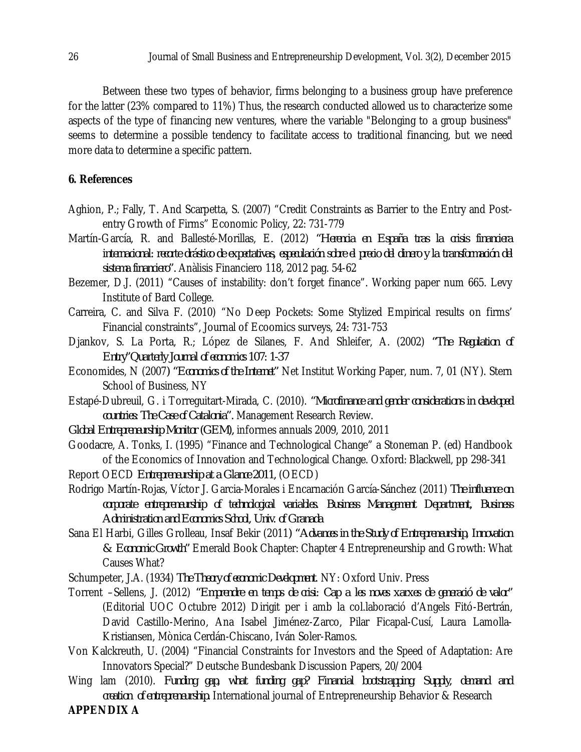Between these two types of behavior, firms belonging to a business group have preference for the latter (23% compared to 11%) Thus, the research conducted allowed us to characterize some aspects of the type of financing new ventures, where the variable "Belonging to a group business" seems to determine a possible tendency to facilitate access to traditional financing, but we need more data to determine a specific pattern.

## 6. References

Aghion, P.; Fally, T. And Scarpetta, S. (2007) "Credit Constraints as Barrier to the Entry and Post-entry Growth of Firms" Economic Policy, 22: 731-779

Martín-García, R. and Ballesté-Morillas, E. (2012) *"Herencia en España tras la crisis financiera internacional: recorte drástico de expetativas, especulación sobre el precio del dinero y la transformación del sistema financiero"*. Anàlisis Financiero 118, 2012 pag. 54-62

Bezemer, D.J. (2011) "Causes of instability: don't forget finance". Working paper num 665. Levy Institute of Bard College.

Carreira, C. and Silva F. (2010) "No Deep Pockets: Some Stylized Empirical results on firms' Financial constraints", Journal of Ecoomics surveys, 24: 731-753

Djankov, S. La Porta, R.; López de Silanes, F. And Shleifer, A. (2002) *"The Regulation of Entry"Quarterly Journal of economics 107: 1-37*

Economides, N (2007) *"Economics of the Internet"* Net Institut Working Paper, num. 7, 01 (NY). Stern School of Business, NY

Estapé-Dubreuil, G. i Torreguitart-Mirada, C. (2010). *"Microfinance and gender considerations in developed countries: The Case of Catalonia"*. Management Research Review.

*Global Entrepreneurship Monitor (GEM)*, informes annuals 2009, 2010, 2011

Goodacre, A. Tonks, I. (1995) "Finance and Technological Change" a Stoneman P. (ed) Handbook of the Economics of Innovation and Technological Change. Oxford: Blackwell, pp 298-341

Report OECD *Entrepreneurship at a Glance 2011*, (OECD)

Rodrigo Martín-Rojas, Víctor J. Garcia-Morales i Encarnación García-Sánchez (2011) *The influence on corporate entrepreneurship of technological variables. Business Management Department, Business Administration and Economics School, Univ. of Granada*

Sana El Harbi, Gilles Grolleau, Insaf Bekir (2011) *"Advances in the Study of Entrepreneurship, Innovation & Economic Growth"* Emerald Book Chapter: Chapter 4 Entrepreneurship and Growth: What Causes What?

Schumpeter, J.A. (1934) *The Theory of economic Development.* NY: Oxford Univ. Press

Torrent –Sellens, J. (2012) *"Emprendre en temps de crisi: Cap a les noves xarxes de generació de valor"* (Editorial UOC Octubre 2012) Dirigit per i amb la col.laboració d'Angels Fitó-Bertrán, David Castillo-Merino, Ana Isabel Jiménez-Zarco, Pilar Ficapal-Cusí, Laura Lamolla-Kristiansen, Mònica Cerdán-Chiscano, Iván Soler-Ramos.

Von Kalckreuth, U. (2004) "Financial Constraints for Investors and the Speed of Adaptation: Are Innovators Special?" Deutsche Bundesbank Discussion Papers, 20/2004

Wing lam (2010). *Funding gap, what funding gap? Financial bootstrapping: Supply, demand and creation of entrepreneurship.* International journal of Entrepreneurship Behavior & Research

**APPENDIX A**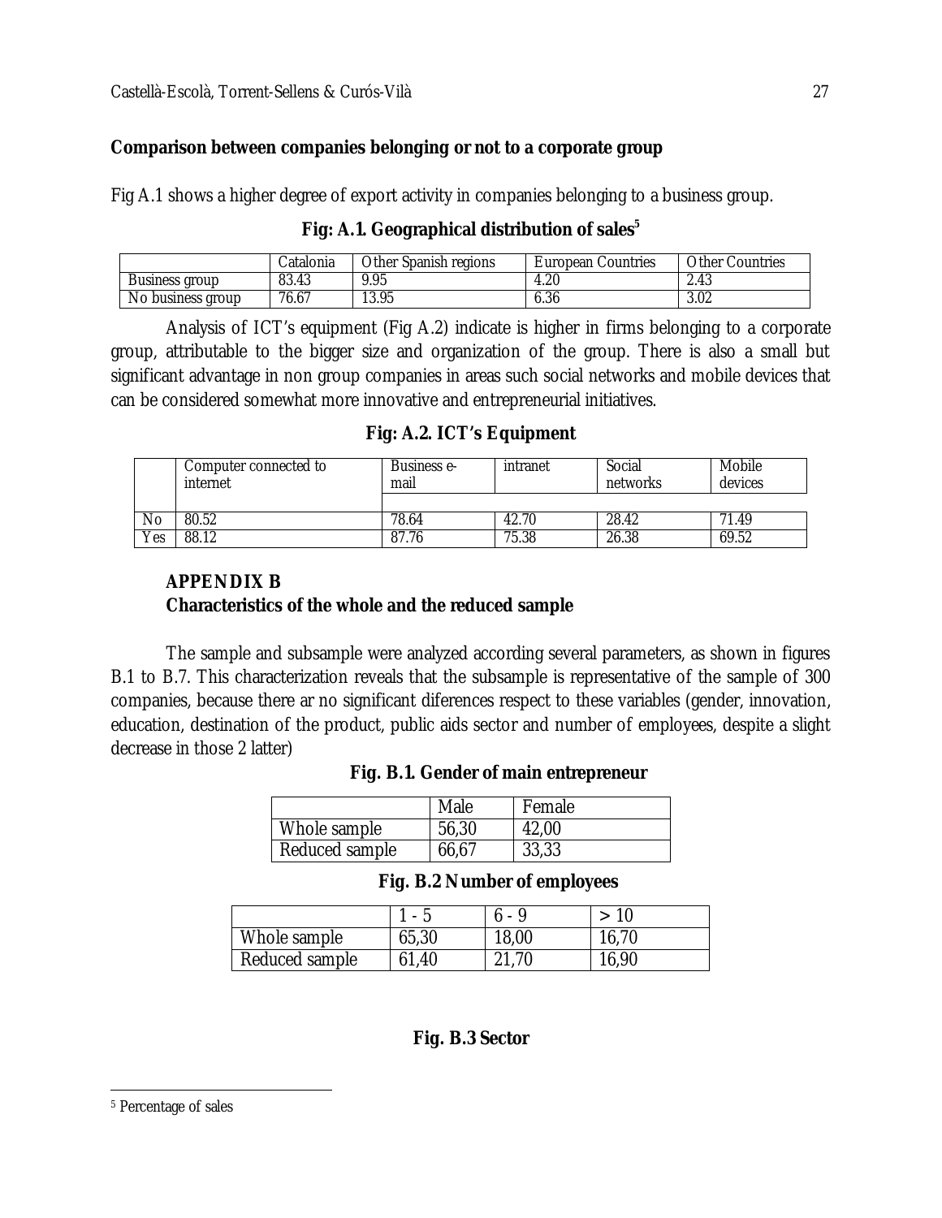**Comparison between companies belonging or not to a corporate group**

Fig A.1 shows a higher degree of export activity in companies belonging to a business group.

**Fig: A.1. Geographical distribution of sales[5]**

| | Catalonia | Other Spanish regions | European Countries | Other Countries |
|---|---|---|---|---|
| Business group | 83.43 | 9.95 | 4.20 | 2.43 |
| No business group | 76.67 | 13.95 | 6.36 | 3.02 |

Analysis of ICT's equipment (Fig A.2) indicate is higher in firms belonging to a corporate group, attributable to the bigger size and organization of the group. There is also a small but significant advantage in non group companies in areas such social networks and mobile devices that can be considered somewhat more innovative and entrepreneurial initiatives.

**Fig: A.2. ICT's Equipment**

| | Computer connected to internet | Business e-mail | intranet | Social networks | Mobile devices |
|---|---|---|---|---|---|
| No | 80.52 | 78.64 | 42.70 | 28.42 | 71.49 |
| Yes | 88.12 | 87.76 | 75.38 | 26.38 | 69.52 |

## APPENDIX B

**Characteristics of the whole and the reduced sample**

The sample and subsample were analyzed according several parameters, as shown in figures B.1 to B.7. This characterization reveals that the subsample is representative of the sample of 300 companies, because there ar no significant diferences respect to these variables (gender, innovation, education, destination of the product, public aids sector and number of employees, despite a slight decrease in those 2 latter)

**Fig. B.1. Gender of main entrepreneur**

| | Male | Female |
|---|---|---|
| Whole sample | 56,30 | 42,00 |
| Reduced sample | 66,67 | 33,33 |

**Fig. B.2 Number of employees**

| | 1 - 5 | 6 - 9 | > 10 |
|---|---|---|---|
| Whole sample | 65,30 | 18,00 | 16,70 |
| Reduced sample | 61,40 | 21,70 | 16,90 |

**Fig. B.3 Sector**

[5] Percentage of sales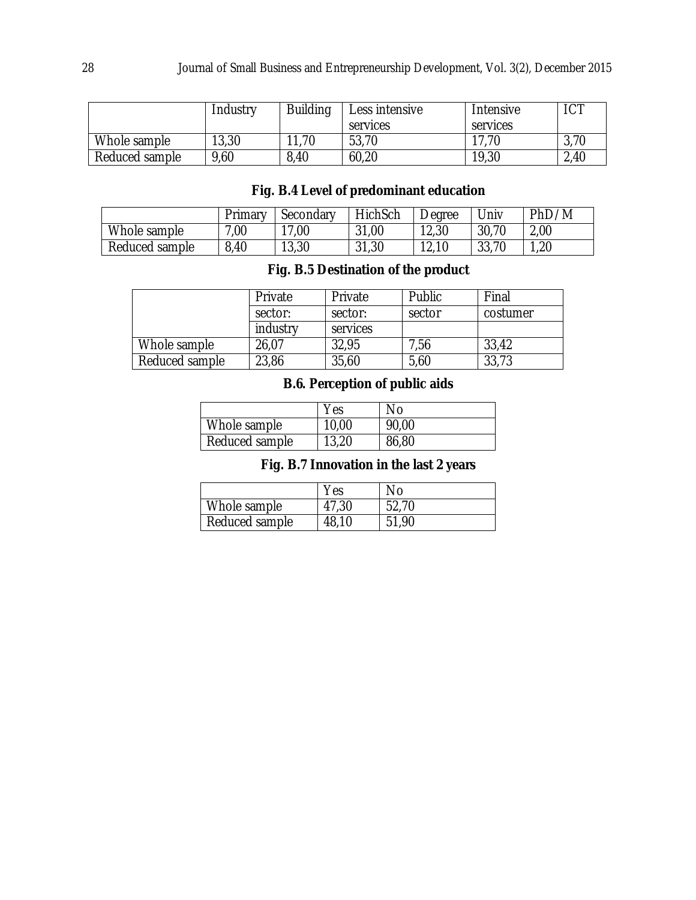| | Industry | Building | Less intensive services | Intensive services | ICT |
|---|---|---|---|---|---|
| Whole sample | 13,30 | 11,70 | 53,70 | 17,70 | 3,70 |
| Reduced sample | 9,60 | 8,40 | 60,20 | 19,30 | 2,40 |

**Fig. B.4 Level of predominant education**

| | Primary | Secondary | HichSch | Degree | Univ | PhD/M |
|---|---|---|---|---|---|---|
| Whole sample | 7,00 | 17,00 | 31,00 | 12,30 | 30,70 | 2,00 |
| Reduced sample | 8,40 | 13,30 | 31,30 | 12,10 | 33,70 | 1,20 |

**Fig. B.5 Destination of the product**

| | Private sector: industry | Private sector: services | Public sector | Final costumer |
|---|---|---|---|---|
| Whole sample | 26,07 | 32,95 | 7,56 | 33,42 |
| Reduced sample | 23,86 | 35,60 | 5,60 | 33,73 |

**B.6. Perception of public aids**

| | Yes | No |
|---|---|---|
| Whole sample | 10,00 | 90,00 |
| Reduced sample | 13,20 | 86,80 |

**Fig. B.7 Innovation in the last 2 years**

| | Yes | No |
|---|---|---|
| Whole sample | 47,30 | 52,70 |
| Reduced sample | 48,10 | 51,90 |